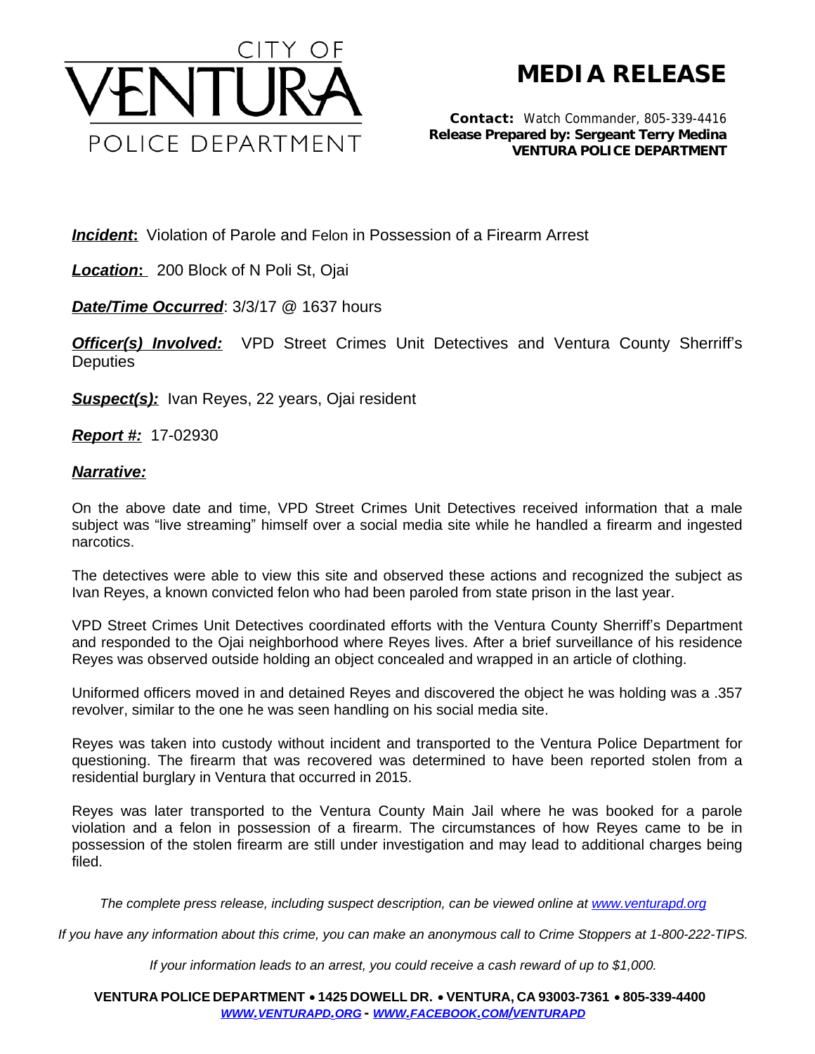CITY OF
# VENTURA
POLICE DEPARTMENT

# MEDIA RELEASE

**Contact:** Watch Commander, 805-339-4416
**Release Prepared by: Sergeant Terry Medina**
**VENTURA POLICE DEPARTMENT**

***Incident*:** Violation of Parole and Felon in Possession of a Firearm Arrest

***Location*:** 200 Block of N Poli St, Ojai

***Date/Time Occurred***: 3/3/17 @ 1637 hours

***Officer(s) Involved:*** VPD Street Crimes Unit Detectives and Ventura County Sherriff's Deputies

***Suspect(s):*** Ivan Reyes, 22 years, Ojai resident

***Report #:*** 17-02930

***Narrative:***

On the above date and time, VPD Street Crimes Unit Detectives received information that a male subject was "live streaming" himself over a social media site while he handled a firearm and ingested narcotics.

The detectives were able to view this site and observed these actions and recognized the subject as Ivan Reyes, a known convicted felon who had been paroled from state prison in the last year.

VPD Street Crimes Unit Detectives coordinated efforts with the Ventura County Sherriff's Department and responded to the Ojai neighborhood where Reyes lives. After a brief surveillance of his residence Reyes was observed outside holding an object concealed and wrapped in an article of clothing.

Uniformed officers moved in and detained Reyes and discovered the object he was holding was a .357 revolver, similar to the one he was seen handling on his social media site.

Reyes was taken into custody without incident and transported to the Ventura Police Department for questioning. The firearm that was recovered was determined to have been reported stolen from a residential burglary in Ventura that occurred in 2015.

Reyes was later transported to the Ventura County Main Jail where he was booked for a parole violation and a felon in possession of a firearm. The circumstances of how Reyes came to be in possession of the stolen firearm are still under investigation and may lead to additional charges being filed.

*The complete press release, including suspect description, can be viewed online at www.venturapd.org*

*If you have any information about this crime, you can make an anonymous call to Crime Stoppers at 1-800-222-TIPS.*

*If your information leads to an arrest, you could receive a cash reward of up to $1,000.*

**VENTURA POLICE DEPARTMENT • 1425 DOWELL DR. • VENTURA, CA 93003-7361 • 805-339-4400**
***WWW.VENTURAPD.ORG* - *WWW.FACEBOOK.COM/VENTURAPD***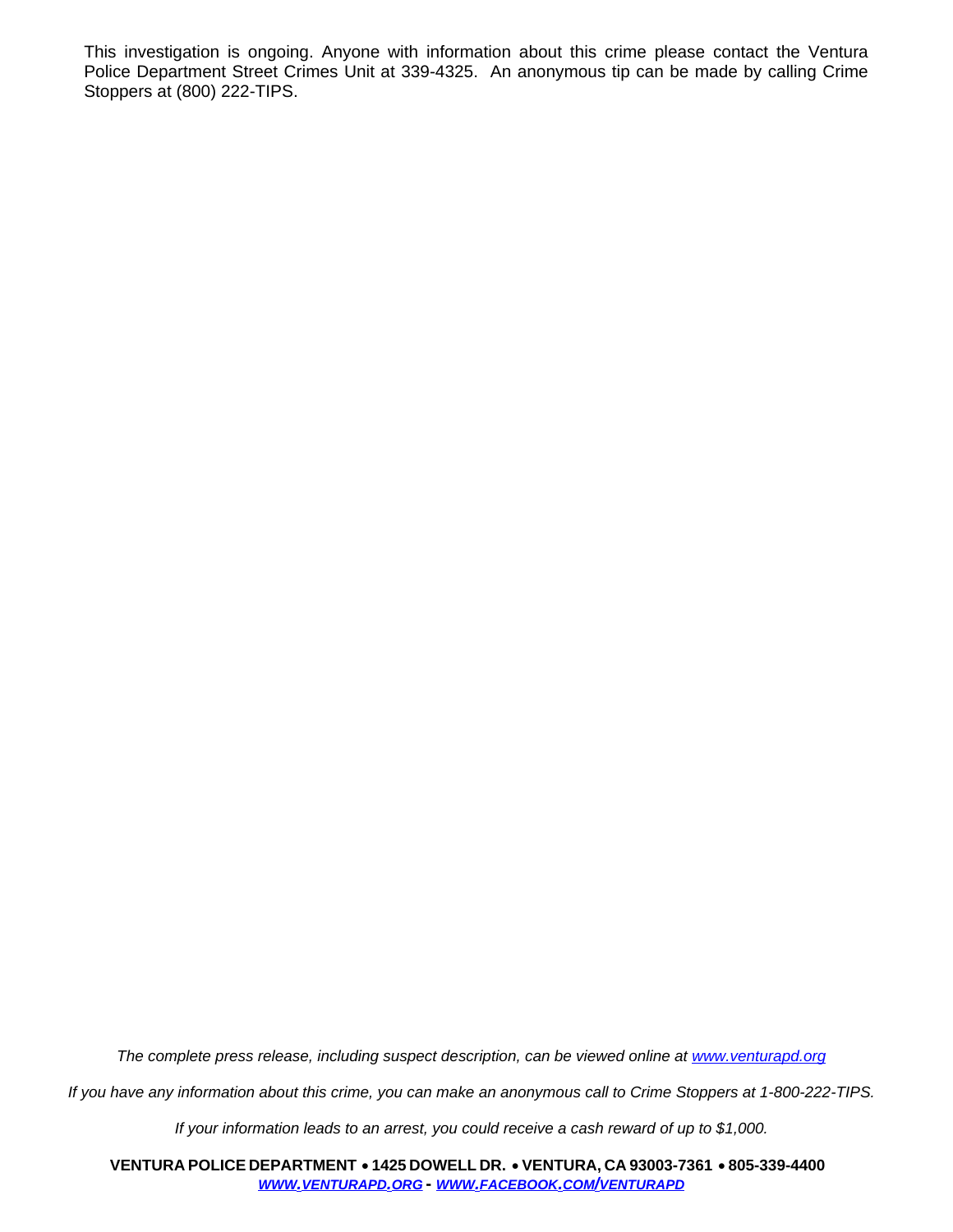This investigation is ongoing. Anyone with information about this crime please contact the Ventura Police Department Street Crimes Unit at 339-4325. An anonymous tip can be made by calling Crime Stoppers at (800) 222-TIPS.

*The complete press release, including suspect description, can be viewed online at [www.venturapd.org](http://www.venturapd.org)*

*If you have any information about this crime, you can make an anonymous call to Crime Stoppers at 1-800-222-TIPS.*

*If your information leads to an arrest, you could receive a cash reward of up to $1,000.*

**VENTURA POLICE DEPARTMENT • 1425 DOWELL DR. • VENTURA, CA 93003-7361 • 805-339-4400**
**[WWW.VENTURAPD.ORG](http://www.venturapd.org) - [WWW.FACEBOOK.COM/VENTURAPD](http://www.facebook.com/venturapd)**